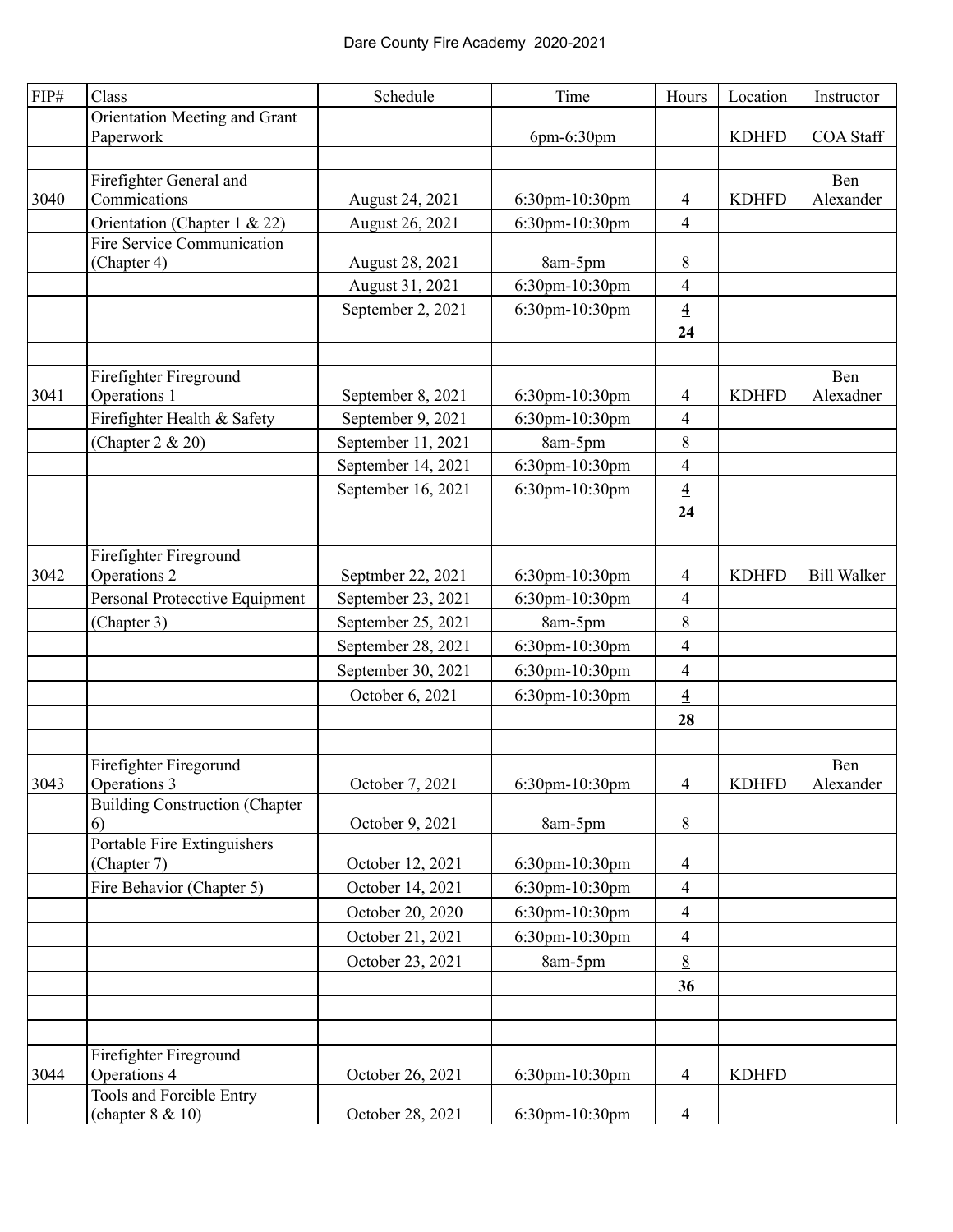# Dare County Fire Academy 2020-2021

| FIP# | Class | Schedule | Time | Hours | Location | Instructor |
|---|---|---|---|---|---|---|
| | Orientation Meeting and Grant Paperwork | | 6pm-6:30pm | | KDHFD | COA Staff |
| | | | | | | |
| 3040 | Firefighter General and Commications | August 24, 2021 | 6:30pm-10:30pm | 4 | KDHFD | Ben Alexander |
| | Orientation (Chapter 1 & 22) | August 26, 2021 | 6:30pm-10:30pm | 4 | | |
| | Fire Service Communication (Chapter 4) | August 28, 2021 | 8am-5pm | 8 | | |
| | | August 31, 2021 | 6:30pm-10:30pm | 4 | | |
| | | September 2, 2021 | 6:30pm-10:30pm | 4 | | |
| | | | | **24** | | |
| | | | | | | |
| 3041 | Firefighter Fireground Operations 1 | September 8, 2021 | 6:30pm-10:30pm | 4 | KDHFD | Ben Alexadner |
| | Firefighter Health & Safety | September 9, 2021 | 6:30pm-10:30pm | 4 | | |
| | (Chapter 2 & 20) | September 11, 2021 | 8am-5pm | 8 | | |
| | | September 14, 2021 | 6:30pm-10:30pm | 4 | | |
| | | September 16, 2021 | 6:30pm-10:30pm | 4 | | |
| | | | | **24** | | |
| | | | | | | |
| 3042 | Firefighter Fireground Operations 2 | Septmber 22, 2021 | 6:30pm-10:30pm | 4 | KDHFD | Bill Walker |
| | Personal Protecctive Equipment | September 23, 2021 | 6:30pm-10:30pm | 4 | | |
| | (Chapter 3) | September 25, 2021 | 8am-5pm | 8 | | |
| | | September 28, 2021 | 6:30pm-10:30pm | 4 | | |
| | | September 30, 2021 | 6:30pm-10:30pm | 4 | | |
| | | October 6, 2021 | 6:30pm-10:30pm | 4 | | |
| | | | | **28** | | |
| | | | | | | |
| 3043 | Firefighter Firegorund Operations 3 | October 7, 2021 | 6:30pm-10:30pm | 4 | KDHFD | Ben Alexander |
| | Building Construction (Chapter 6) | October 9, 2021 | 8am-5pm | 8 | | |
| | Portable Fire Extinguishers (Chapter 7) | October 12, 2021 | 6:30pm-10:30pm | 4 | | |
| | Fire Behavior (Chapter 5) | October 14, 2021 | 6:30pm-10:30pm | 4 | | |
| | | October 20, 2020 | 6:30pm-10:30pm | 4 | | |
| | | October 21, 2021 | 6:30pm-10:30pm | 4 | | |
| | | October 23, 2021 | 8am-5pm | 8 | | |
| | | | | **36** | | |
| | | | | | | |
| | | | | | | |
| 3044 | Firefighter Fireground Operations 4 | October 26, 2021 | 6:30pm-10:30pm | 4 | KDHFD | |
| | Tools and Forcible Entry (chapter 8 & 10) | October 28, 2021 | 6:30pm-10:30pm | 4 | | |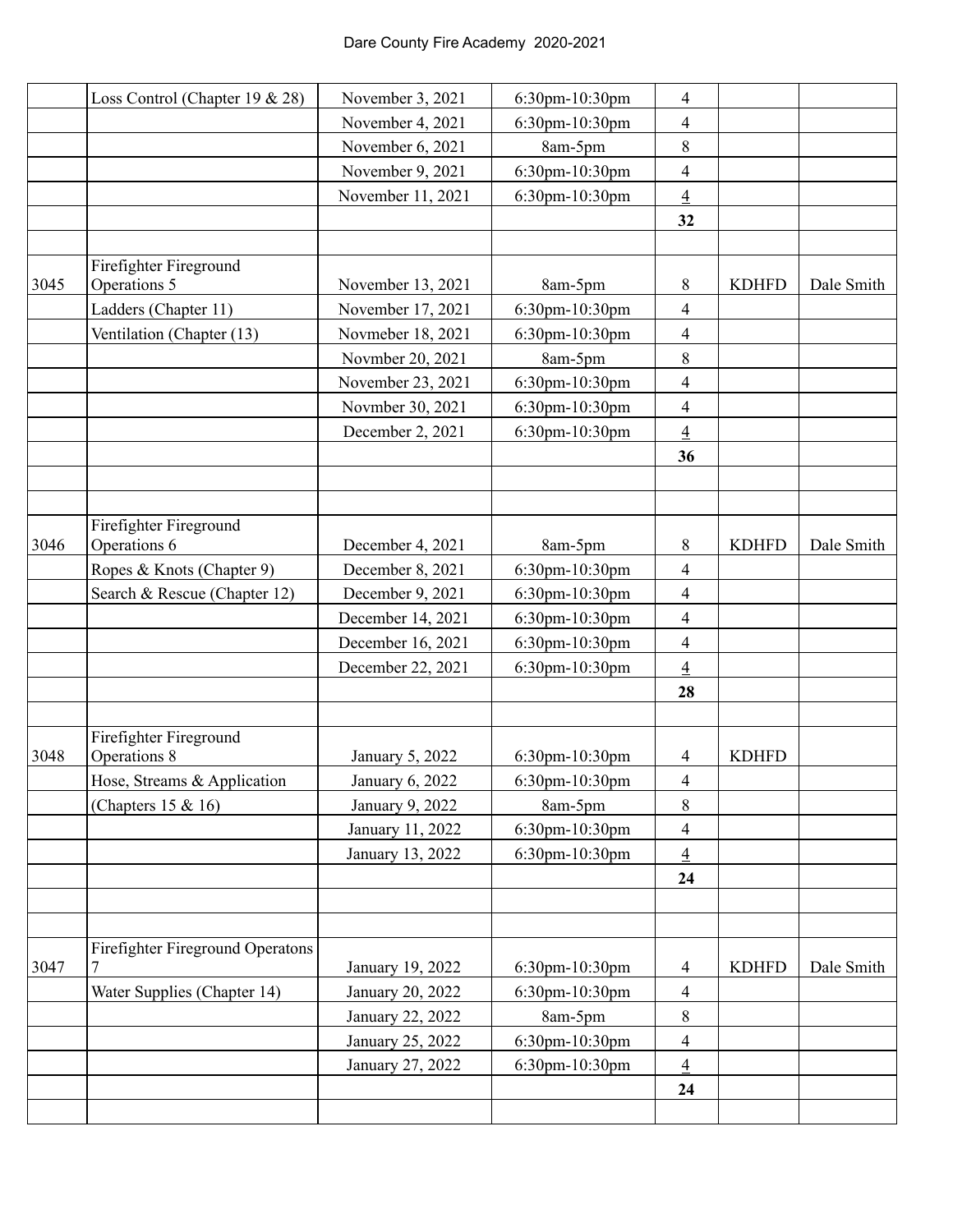| | | | | | | |
|---|---|---|---|---|---|---|
| | Loss Control (Chapter 19 & 28) | November 3, 2021 | 6:30pm-10:30pm | 4 | | |
| | | November 4, 2021 | 6:30pm-10:30pm | 4 | | |
| | | November 6, 2021 | 8am-5pm | 8 | | |
| | | November 9, 2021 | 6:30pm-10:30pm | 4 | | |
| | | November 11, 2021 | 6:30pm-10:30pm | 4 | | |
| | | | | **32** | | |
| | | | | | | |
| 3045 | Firefighter Fireground Operations 5 | November 13, 2021 | 8am-5pm | 8 | KDHFD | Dale Smith |
| | Ladders (Chapter 11) | November 17, 2021 | 6:30pm-10:30pm | 4 | | |
| | Ventilation (Chapter (13) | Novmeber 18, 2021 | 6:30pm-10:30pm | 4 | | |
| | | Novmber 20, 2021 | 8am-5pm | 8 | | |
| | | November 23, 2021 | 6:30pm-10:30pm | 4 | | |
| | | Novmber 30, 2021 | 6:30pm-10:30pm | 4 | | |
| | | December 2, 2021 | 6:30pm-10:30pm | 4 | | |
| | | | | **36** | | |
| | | | | | | |
| | | | | | | |
| 3046 | Firefighter Fireground Operations 6 | December 4, 2021 | 8am-5pm | 8 | KDHFD | Dale Smith |
| | Ropes & Knots (Chapter 9) | December 8, 2021 | 6:30pm-10:30pm | 4 | | |
| | Search & Rescue (Chapter 12) | December 9, 2021 | 6:30pm-10:30pm | 4 | | |
| | | December 14, 2021 | 6:30pm-10:30pm | 4 | | |
| | | December 16, 2021 | 6:30pm-10:30pm | 4 | | |
| | | December 22, 2021 | 6:30pm-10:30pm | 4 | | |
| | | | | **28** | | |
| | | | | | | |
| 3048 | Firefighter Fireground Operations 8 | January 5, 2022 | 6:30pm-10:30pm | 4 | KDHFD | |
| | Hose, Streams & Application | January 6, 2022 | 6:30pm-10:30pm | 4 | | |
| | (Chapters 15 & 16) | January 9, 2022 | 8am-5pm | 8 | | |
| | | January 11, 2022 | 6:30pm-10:30pm | 4 | | |
| | | January 13, 2022 | 6:30pm-10:30pm | 4 | | |
| | | | | **24** | | |
| | | | | | | |
| | | | | | | |
| 3047 | Firefighter Fireground Operatons 7 | January 19, 2022 | 6:30pm-10:30pm | 4 | KDHFD | Dale Smith |
| | Water Supplies (Chapter 14) | January 20, 2022 | 6:30pm-10:30pm | 4 | | |
| | | January 22, 2022 | 8am-5pm | 8 | | |
| | | January 25, 2022 | 6:30pm-10:30pm | 4 | | |
| | | January 27, 2022 | 6:30pm-10:30pm | 4 | | |
| | | | | **24** | | |
| | | | | | | |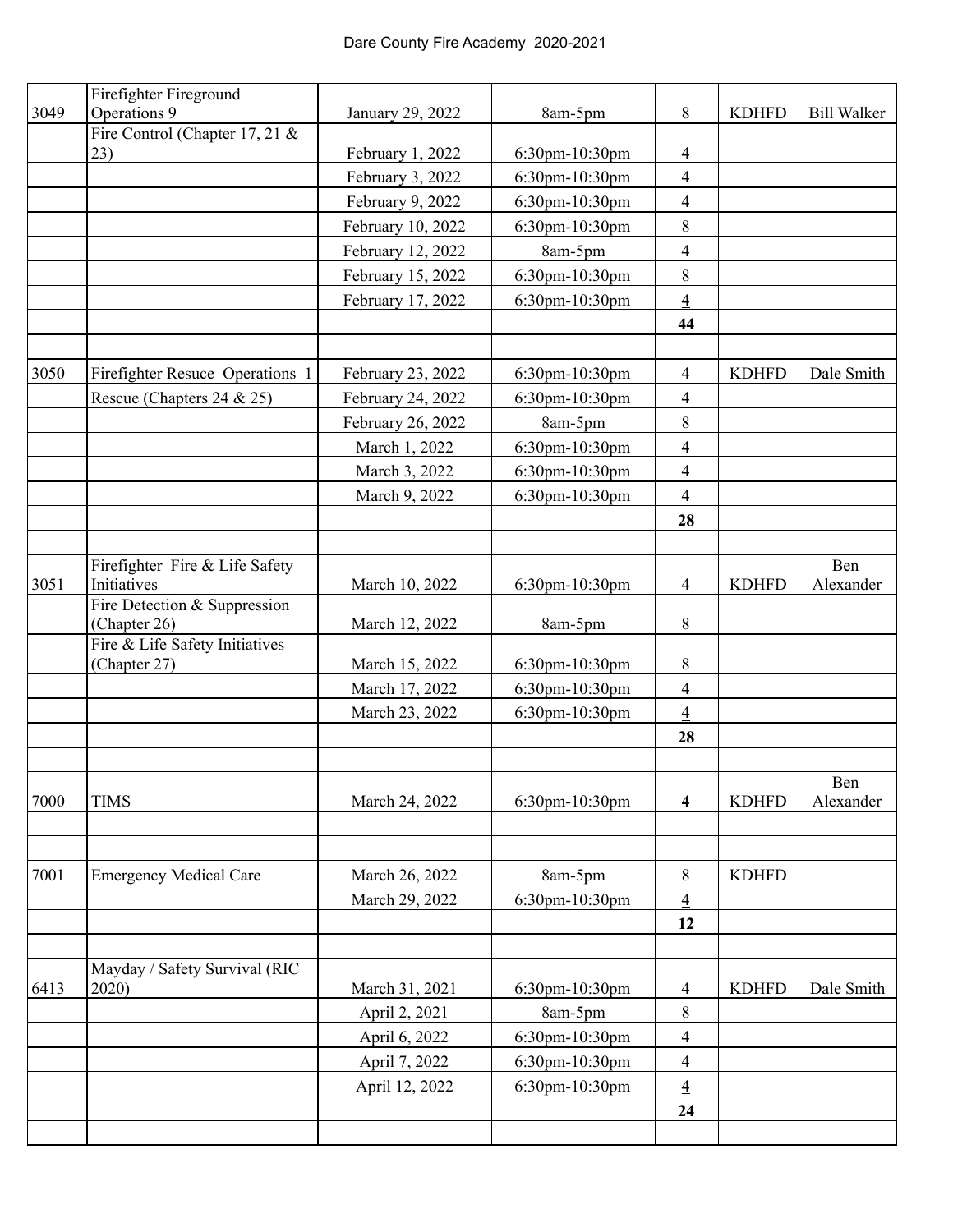Dare County Fire Academy 2020-2021

| | | | | | | |
|---|---|---|---|---|---|---|
| 3049 | Firefighter Fireground Operations 9 | January 29, 2022 | 8am-5pm | 8 | KDHFD | Bill Walker |
| | Fire Control (Chapter 17, 21 & 23) | February 1, 2022 | 6:30pm-10:30pm | 4 | | |
| | | February 3, 2022 | 6:30pm-10:30pm | 4 | | |
| | | February 9, 2022 | 6:30pm-10:30pm | 4 | | |
| | | February 10, 2022 | 6:30pm-10:30pm | 8 | | |
| | | February 12, 2022 | 8am-5pm | 4 | | |
| | | February 15, 2022 | 6:30pm-10:30pm | 8 | | |
| | | February 17, 2022 | 6:30pm-10:30pm | 4 | | |
| | | | | **44** | | |
| | | | | | | |
| 3050 | Firefighter Resuce Operations 1 | February 23, 2022 | 6:30pm-10:30pm | 4 | KDHFD | Dale Smith |
| | Rescue (Chapters 24 & 25) | February 24, 2022 | 6:30pm-10:30pm | 4 | | |
| | | February 26, 2022 | 8am-5pm | 8 | | |
| | | March 1, 2022 | 6:30pm-10:30pm | 4 | | |
| | | March 3, 2022 | 6:30pm-10:30pm | 4 | | |
| | | March 9, 2022 | 6:30pm-10:30pm | 4 | | |
| | | | | **28** | | |
| | | | | | | |
| 3051 | Firefighter Fire & Life Safety Initiatives | March 10, 2022 | 6:30pm-10:30pm | 4 | KDHFD | Ben Alexander |
| | Fire Detection & Suppression (Chapter 26) | March 12, 2022 | 8am-5pm | 8 | | |
| | Fire & Life Safety Initiatives (Chapter 27) | March 15, 2022 | 6:30pm-10:30pm | 8 | | |
| | | March 17, 2022 | 6:30pm-10:30pm | 4 | | |
| | | March 23, 2022 | 6:30pm-10:30pm | 4 | | |
| | | | | **28** | | |
| | | | | | | |
| 7000 | TIMS | March 24, 2022 | 6:30pm-10:30pm | **4** | KDHFD | Ben Alexander |
| | | | | | | |
| | | | | | | |
| 7001 | Emergency Medical Care | March 26, 2022 | 8am-5pm | 8 | KDHFD | |
| | | March 29, 2022 | 6:30pm-10:30pm | 4 | | |
| | | | | **12** | | |
| | | | | | | |
| 6413 | Mayday / Safety Survival (RIC 2020) | March 31, 2021 | 6:30pm-10:30pm | 4 | KDHFD | Dale Smith |
| | | April 2, 2021 | 8am-5pm | 8 | | |
| | | April 6, 2022 | 6:30pm-10:30pm | 4 | | |
| | | April 7, 2022 | 6:30pm-10:30pm | 4 | | |
| | | April 12, 2022 | 6:30pm-10:30pm | 4 | | |
| | | | | **24** | | |
| | | | | | | |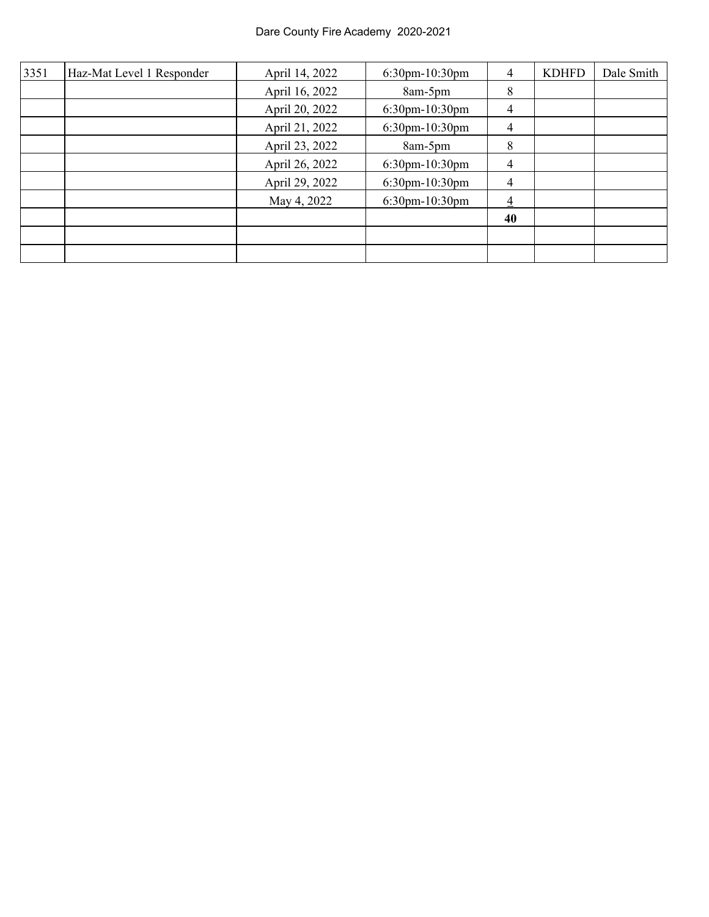Dare County Fire Academy 2020-2021

| | | | | | | |
|---|---|---|---|---|---|---|
| 3351 | Haz-Mat Level 1 Responder | April 14, 2022 | 6:30pm-10:30pm | 4 | KDHFD | Dale Smith |
| | | April 16, 2022 | 8am-5pm | 8 | | |
| | | April 20, 2022 | 6:30pm-10:30pm | 4 | | |
| | | April 21, 2022 | 6:30pm-10:30pm | 4 | | |
| | | April 23, 2022 | 8am-5pm | 8 | | |
| | | April 26, 2022 | 6:30pm-10:30pm | 4 | | |
| | | April 29, 2022 | 6:30pm-10:30pm | 4 | | |
| | | May 4, 2022 | 6:30pm-10:30pm | 4 | | |
| | | | | **40** | | |
| | | | | | | |
| | | | | | | |